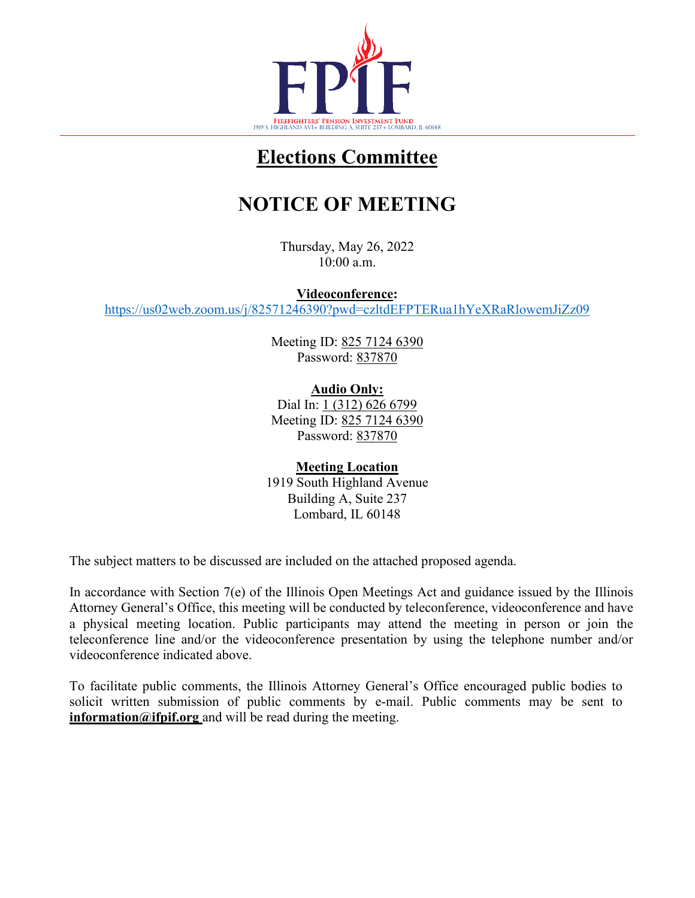FPIF

FIREFIGHTERS' PENSION INVESTMENT FUND
1919 S. HIGHLAND AVE• BUILDING A, SUITE 237 • LOMBARD, IL 60148

# Elections Committee

# NOTICE OF MEETING

Thursday, May 26, 2022
10:00 a.m.

**Videoconference:**
https://us02web.zoom.us/j/82571246390?pwd=czltdEFPTERua1hYeXRaRlowemJiZz09

Meeting ID: 825 7124 6390
Password: 837870

**Audio Only:**
Dial In: 1 (312) 626 6799
Meeting ID: 825 7124 6390
Password: 837870

**Meeting Location**
1919 South Highland Avenue
Building A, Suite 237
Lombard, IL 60148

The subject matters to be discussed are included on the attached proposed agenda.

In accordance with Section 7(e) of the Illinois Open Meetings Act and guidance issued by the Illinois Attorney General's Office, this meeting will be conducted by teleconference, videoconference and have a physical meeting location. Public participants may attend the meeting in person or join the teleconference line and/or the videoconference presentation by using the telephone number and/or videoconference indicated above.

To facilitate public comments, the Illinois Attorney General's Office encouraged public bodies to solicit written submission of public comments by e-mail. Public comments may be sent to **information@ifpif.org** and will be read during the meeting.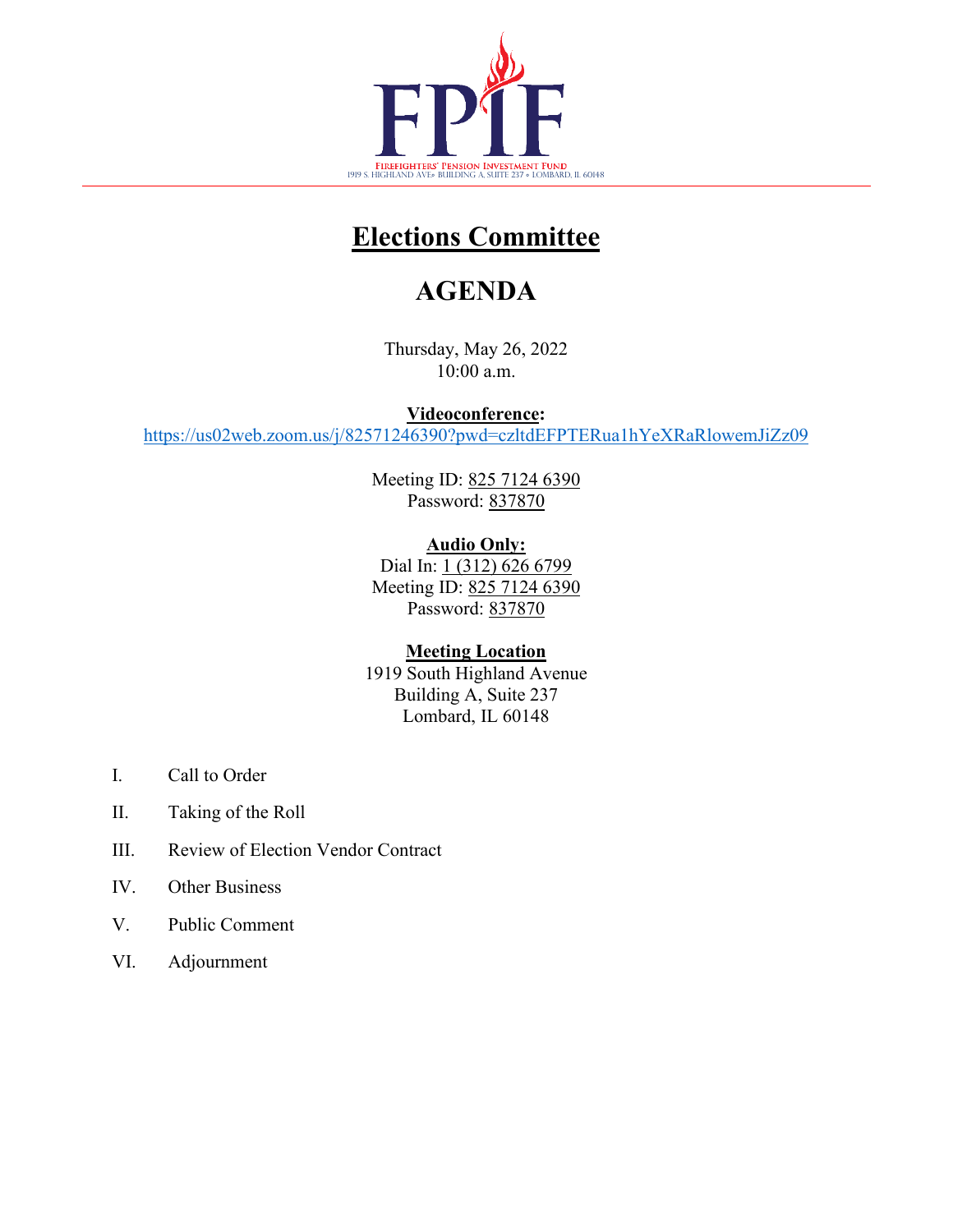FPIF

FIREFIGHTERS' PENSION INVESTMENT FUND
1919 S. HIGHLAND AVE• BUILDING A, SUITE 237 • LOMBARD, IL 60148

# Elections Committee

# AGENDA

Thursday, May 26, 2022
10:00 a.m.

**Videoconference:**
https://us02web.zoom.us/j/82571246390?pwd=czltdEFPTERua1hYeXRaRlowemJiZz09

Meeting ID: 825 7124 6390
Password: 837870

**Audio Only:**
Dial In: 1 (312) 626 6799
Meeting ID: 825 7124 6390
Password: 837870

**Meeting Location**
1919 South Highland Avenue
Building A, Suite 237
Lombard, IL 60148

I. Call to Order

II. Taking of the Roll

III. Review of Election Vendor Contract

IV. Other Business

V. Public Comment

VI. Adjournment